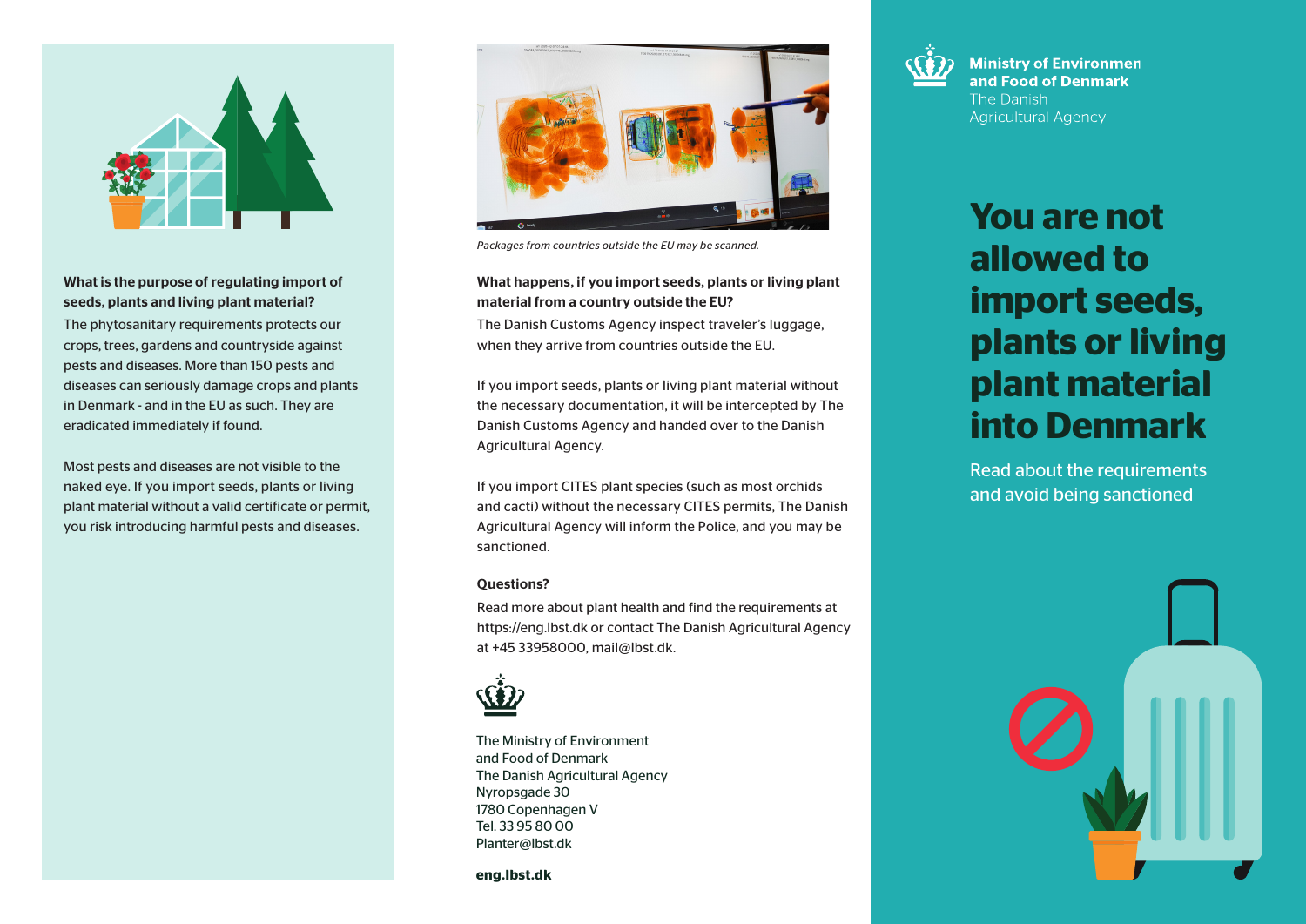**What is the purpose of regulating import of seeds, plants and living plant material?**

The phytosanitary requirements protects our crops, trees, gardens and countryside against pests and diseases. More than 150 pests and diseases can seriously damage crops and plants in Denmark - and in the EU as such. They are eradicated immediately if found.

Most pests and diseases are not visible to the naked eye. If you import seeds, plants or living plant material without a valid certificate or permit, you risk introducing harmful pests and diseases.

*Packages from countries outside the EU may be scanned.*

**What happens, if you import seeds, plants or living plant material from a country outside the EU?**

The Danish Customs Agency inspect traveler's luggage, when they arrive from countries outside the EU.

If you import seeds, plants or living plant material without the necessary documentation, it will be intercepted by The Danish Customs Agency and handed over to the Danish Agricultural Agency.

If you import CITES plant species (such as most orchids and cacti) without the necessary CITES permits, The Danish Agricultural Agency will inform the Police, and you may be sanctioned.

**Questions?**

Read more about plant health and find the requirements at https://eng.lbst.dk or contact The Danish Agricultural Agency at +45 33958000, mail@lbst.dk.

The Ministry of Environment
and Food of Denmark
The Danish Agricultural Agency
Nyropsgade 30
1780 Copenhagen V
Tel. 33 95 80 00
Planter@lbst.dk

**eng.lbst.dk**

**Ministry of Environment and Food of Denmark**
The Danish Agricultural Agency

# You are not allowed to import seeds, plants or living plant material into Denmark

Read about the requirements and avoid being sanctioned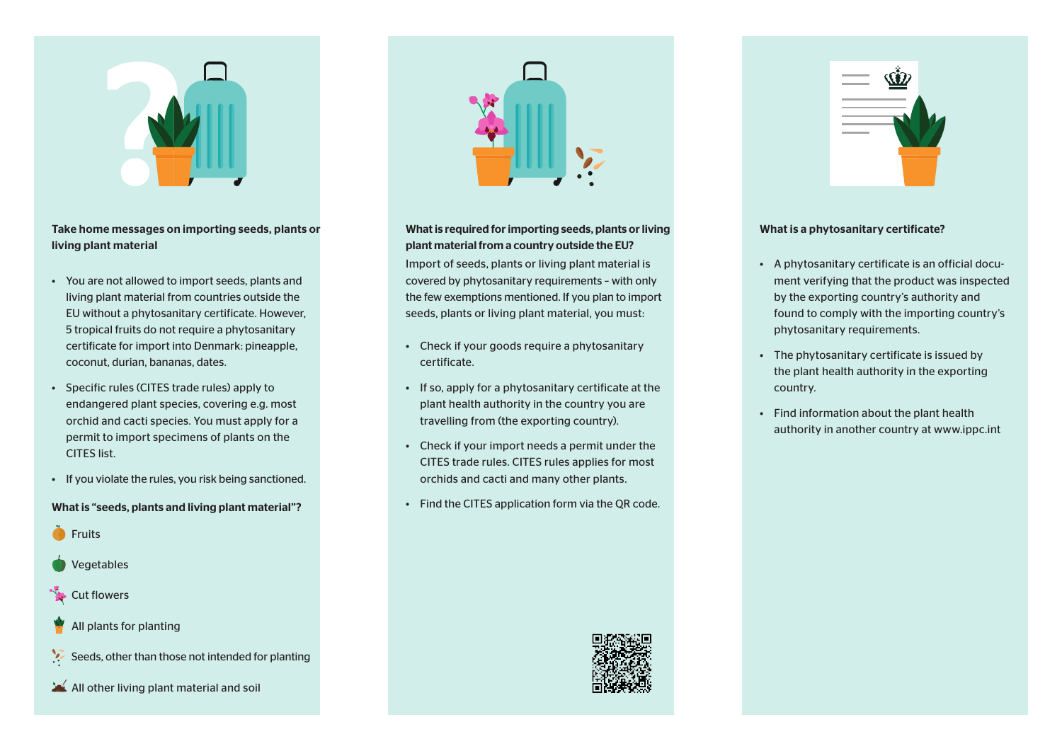### Take home messages on importing seeds, plants or living plant material

- You are not allowed to import seeds, plants and living plant material from countries outside the EU without a phytosanitary certificate. However, 5 tropical fruits do not require a phytosanitary certificate for import into Denmark: pineapple, coconut, durian, bananas, dates.
- Specific rules (CITES trade rules) apply to endangered plant species, covering e.g. most orchid and cacti species. You must apply for a permit to import specimens of plants on the CITES list.
- If you violate the rules, you risk being sanctioned.

### What is "seeds, plants and living plant material"?

- Fruits
- Vegetables
- Cut flowers
- All plants for planting
- Seeds, other than those not intended for planting
- All other living plant material and soil

### What is required for importing seeds, plants or living plant material from a country outside the EU?

Import of seeds, plants or living plant material is covered by phytosanitary requirements – with only the few exemptions mentioned. If you plan to import seeds, plants or living plant material, you must:

- Check if your goods require a phytosanitary certificate.
- If so, apply for a phytosanitary certificate at the plant health authority in the country you are travelling from (the exporting country).
- Check if your import needs a permit under the CITES trade rules. CITES rules applies for most orchids and cacti and many other plants.
- Find the CITES application form via the QR code.

### What is a phytosanitary certificate?

- A phytosanitary certificate is an official document verifying that the product was inspected by the exporting country's authority and found to comply with the importing country's phytosanitary requirements.
- The phytosanitary certificate is issued by the plant health authority in the exporting country.
- Find information about the plant health authority in another country at www.ippc.int